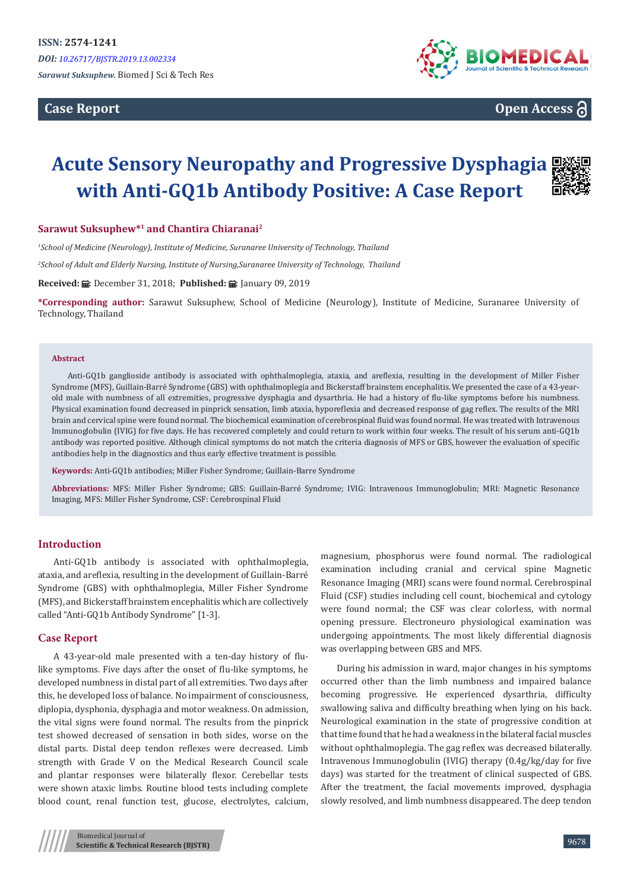ISSN: 2574-1241

*DOI: 10.26717/BJSTR.2019.13.002334*

*Sarawut Suksuphew.* Biomed J Sci & Tech Res

**Case Report** **Open Access**

# Acute Sensory Neuropathy and Progressive Dysphagia with Anti-GQ1b Antibody Positive: A Case Report

**Sarawut Suksuphew*[1] and Chantira Chiaranai[2]**

*[1]School of Medicine (Neurology), Institute of Medicine, Suranaree University of Technology, Thailand*

*[2]School of Adult and Elderly Nursing, Institute of Nursing, Suranaree University of Technology, Thailand*

**Received:** December 31, 2018; **Published:** January 09, 2019

***Corresponding author:** Sarawut Suksuphew, School of Medicine (Neurology), Institute of Medicine, Suranaree University of Technology, Thailand

### Abstract

Anti-GQ1b ganglioside antibody is associated with ophthalmoplegia, ataxia, and areflexia, resulting in the development of Miller Fisher Syndrome (MFS), Guillain-Barré Syndrome (GBS) with ophthalmoplegia and Bickerstaff brainstem encephalitis. We presented the case of a 43-year-old male with numbness of all extremities, progressive dysphagia and dysarthria. He had a history of flu-like symptoms before his numbness. Physical examination found decreased in pinprick sensation, limb ataxia, hyporeflexia and decreased response of gag reflex. The results of the MRI brain and cervical spine were found normal. The biochemical examination of cerebrospinal fluid was found normal. He was treated with Intravenous Immunoglobulin (IVIG) for five days. He has recovered completely and could return to work within four weeks. The result of his serum anti-GQ1b antibody was reported positive. Although clinical symptoms do not match the criteria diagnosis of MFS or GBS, however the evaluation of specific antibodies help in the diagnostics and thus early effective treatment is possible.

**Keywords:** Anti-GQ1b antibodies; Miller Fisher Syndrome; Guillain-Barre Syndrome

**Abbreviations:** MFS: Miller Fisher Syndrome; GBS: Guillain-Barré Syndrome; IVIG: Intravenous Immunoglobulin; MRI: Magnetic Resonance Imaging, MFS: Miller Fisher Syndrome, CSF: Cerebrospinal Fluid

## Introduction

Anti-GQ1b antibody is associated with ophthalmoplegia, ataxia, and areflexia, resulting in the development of Guillain-Barré Syndrome (GBS) with ophthalmoplegia, Miller Fisher Syndrome (MFS), and Bickerstaff brainstem encephalitis which are collectively called "Anti-GQ1b Antibody Syndrome" [1-3].

## Case Report

A 43-year-old male presented with a ten-day history of flu-like symptoms. Five days after the onset of flu-like symptoms, he developed numbness in distal part of all extremities. Two days after this, he developed loss of balance. No impairment of consciousness, diplopia, dysphonia, dysphagia and motor weakness. On admission, the vital signs were found normal. The results from the pinprick test showed decreased of sensation in both sides, worse on the distal parts. Distal deep tendon reflexes were decreased. Limb strength with Grade V on the Medical Research Council scale and plantar responses were bilaterally flexor. Cerebellar tests were shown ataxic limbs. Routine blood tests including complete blood count, renal function test, glucose, electrolytes, calcium, magnesium, phosphorus were found normal. The radiological examination including cranial and cervical spine Magnetic Resonance Imaging (MRI) scans were found normal. Cerebrospinal Fluid (CSF) studies including cell count, biochemical and cytology were found normal; the CSF was clear colorless, with normal opening pressure. Electroneuro physiological examination was undergoing appointments. The most likely differential diagnosis was overlapping between GBS and MFS.

During his admission in ward, major changes in his symptoms occurred other than the limb numbness and impaired balance becoming progressive. He experienced dysarthria, difficulty swallowing saliva and difficulty breathing when lying on his back. Neurological examination in the state of progressive condition at that time found that he had a weakness in the bilateral facial muscles without ophthalmoplegia. The gag reflex was decreased bilaterally. Intravenous Immunoglobulin (IVIG) therapy (0.4g/kg/day for five days) was started for the treatment of clinical suspected of GBS. After the treatment, the facial movements improved, dysphagia slowly resolved, and limb numbness disappeared. The deep tendon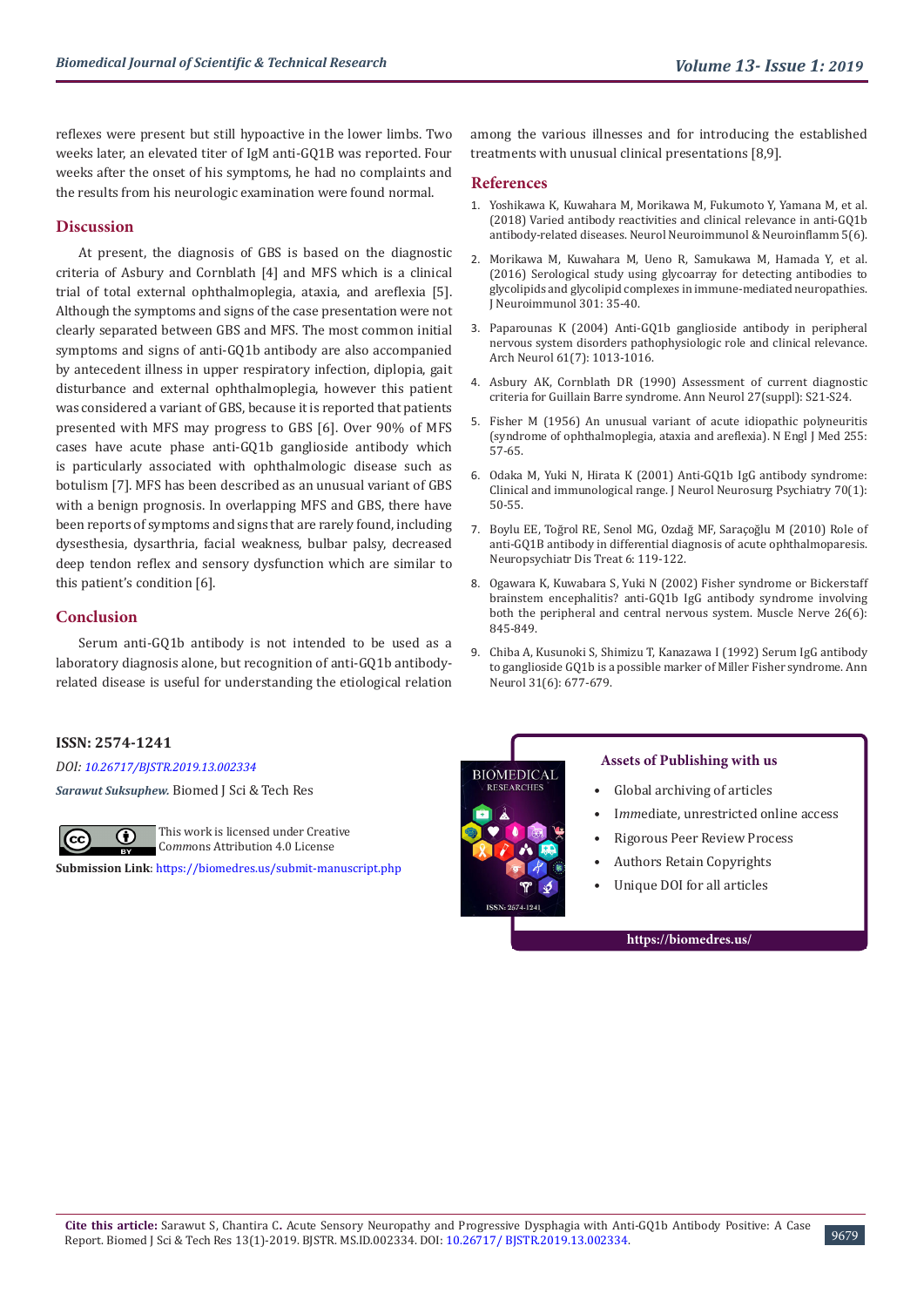reflexes were present but still hypoactive in the lower limbs. Two weeks later, an elevated titer of IgM anti-GQ1B was reported. Four weeks after the onset of his symptoms, he had no complaints and the results from his neurologic examination were found normal.

## Discussion

At present, the diagnosis of GBS is based on the diagnostic criteria of Asbury and Cornblath [4] and MFS which is a clinical trial of total external ophthalmoplegia, ataxia, and areflexia [5]. Although the symptoms and signs of the case presentation were not clearly separated between GBS and MFS. The most common initial symptoms and signs of anti-GQ1b antibody are also accompanied by antecedent illness in upper respiratory infection, diplopia, gait disturbance and external ophthalmoplegia, however this patient was considered a variant of GBS, because it is reported that patients presented with MFS may progress to GBS [6]. Over 90% of MFS cases have acute phase anti-GQ1b ganglioside antibody which is particularly associated with ophthalmologic disease such as botulism [7]. MFS has been described as an unusual variant of GBS with a benign prognosis. In overlapping MFS and GBS, there have been reports of symptoms and signs that are rarely found, including dysesthesia, dysarthria, facial weakness, bulbar palsy, decreased deep tendon reflex and sensory dysfunction which are similar to this patient's condition [6].

## Conclusion

Serum anti-GQ1b antibody is not intended to be used as a laboratory diagnosis alone, but recognition of anti-GQ1b antibody-related disease is useful for understanding the etiological relation among the various illnesses and for introducing the established treatments with unusual clinical presentations [8,9].

## References

1. Yoshikawa K, Kuwahara M, Morikawa M, Fukumoto Y, Yamana M, et al. (2018) Varied antibody reactivities and clinical relevance in anti-GQ1b antibody-related diseases. Neurol Neuroimmunol & Neuroinflamm 5(6).
2. Morikawa M, Kuwahara M, Ueno R, Samukawa M, Hamada Y, et al. (2016) Serological study using glycoarray for detecting antibodies to glycolipids and glycolipid complexes in immune-mediated neuropathies. J Neuroimmunol 301: 35-40.
3. Paparounas K (2004) Anti-GQ1b ganglioside antibody in peripheral nervous system disorders pathophysiologic role and clinical relevance. Arch Neurol 61(7): 1013-1016.
4. Asbury AK, Cornblath DR (1990) Assessment of current diagnostic criteria for Guillain Barre syndrome. Ann Neurol 27(suppl): S21-S24.
5. Fisher M (1956) An unusual variant of acute idiopathic polyneuritis (syndrome of ophthalmoplegia, ataxia and areflexia). N Engl J Med 255: 57-65.
6. Odaka M, Yuki N, Hirata K (2001) Anti-GQ1b IgG antibody syndrome: Clinical and immunological range. J Neurol Neurosurg Psychiatry 70(1): 50-55.
7. Boylu EE, Toğrol RE, Senol MG, Ozdağ MF, Saraçoğlu M (2010) Role of anti-GQ1B antibody in differential diagnosis of acute ophthalmoparesis. Neuropsychiatr Dis Treat 6: 119-122.
8. Ogawara K, Kuwabara S, Yuki N (2002) Fisher syndrome or Bickerstaff brainstem encephalitis? anti-GQ1b IgG antibody syndrome involving both the peripheral and central nervous system. Muscle Nerve 26(6): 845-849.
9. Chiba A, Kusunoki S, Shimizu T, Kanazawa I (1992) Serum IgG antibody to ganglioside GQ1b is a possible marker of Miller Fisher syndrome. Ann Neurol 31(6): 677-679.

**ISSN: 2574-1241**

*DOI: 10.26717/BJSTR.2019.13.002334*

***Sarawut Suksuphew.*** Biomed J Sci & Tech Res

This work is licensed under Creative Commons Attribution 4.0 License

**Submission Link**: https://biomedres.us/submit-manuscript.php

### Assets of Publishing with us

- Global archiving of articles
- Immediate, unrestricted online access
- Rigorous Peer Review Process
- Authors Retain Copyrights
- Unique DOI for all articles

https://biomedres.us/

**Cite this article:** Sarawut S, Chantira C. Acute Sensory Neuropathy and Progressive Dysphagia with Anti-GQ1b Antibody Positive: A Case Report. Biomed J Sci & Tech Res 13(1)-2019. BJSTR. MS.ID.002334. DOI: 10.26717/ BJSTR.2019.13.002334.